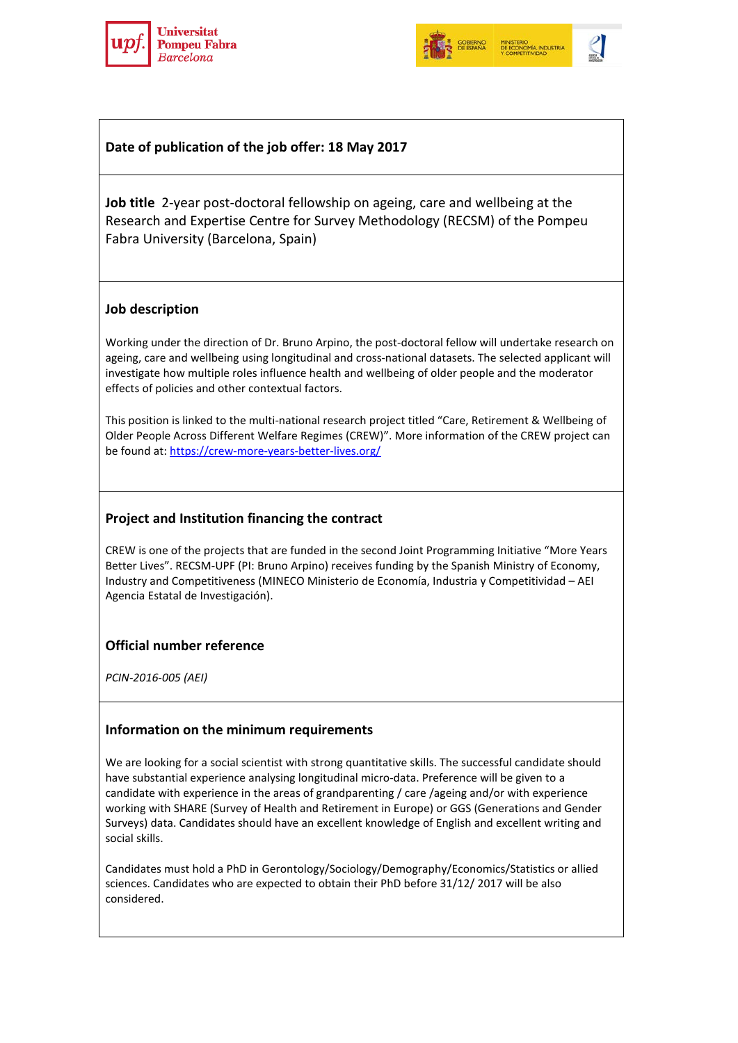**Date of publication of the job offer: 18 May 2017**

**Job title** 2-year post-doctoral fellowship on ageing, care and wellbeing at the Research and Expertise Centre for Survey Methodology (RECSM) of the Pompeu Fabra University (Barcelona, Spain)

## Job description

Working under the direction of Dr. Bruno Arpino, the post-doctoral fellow will undertake research on ageing, care and wellbeing using longitudinal and cross-national datasets. The selected applicant will investigate how multiple roles influence health and wellbeing of older people and the moderator effects of policies and other contextual factors.

This position is linked to the multi-national research project titled "Care, Retirement & Wellbeing of Older People Across Different Welfare Regimes (CREW)". More information of the CREW project can be found at: https://crew-more-years-better-lives.org/

## Project and Institution financing the contract

CREW is one of the projects that are funded in the second Joint Programming Initiative "More Years Better Lives". RECSM-UPF (PI: Bruno Arpino) receives funding by the Spanish Ministry of Economy, Industry and Competitiveness (MINECO Ministerio de Economía, Industria y Competitividad – AEI Agencia Estatal de Investigación).

## Official number reference

*PCIN-2016-005 (AEI)*

## Information on the minimum requirements

We are looking for a social scientist with strong quantitative skills. The successful candidate should have substantial experience analysing longitudinal micro-data. Preference will be given to a candidate with experience in the areas of grandparenting / care /ageing and/or with experience working with SHARE (Survey of Health and Retirement in Europe) or GGS (Generations and Gender Surveys) data. Candidates should have an excellent knowledge of English and excellent writing and social skills.

Candidates must hold a PhD in Gerontology/Sociology/Demography/Economics/Statistics or allied sciences. Candidates who are expected to obtain their PhD before 31/12/ 2017 will be also considered.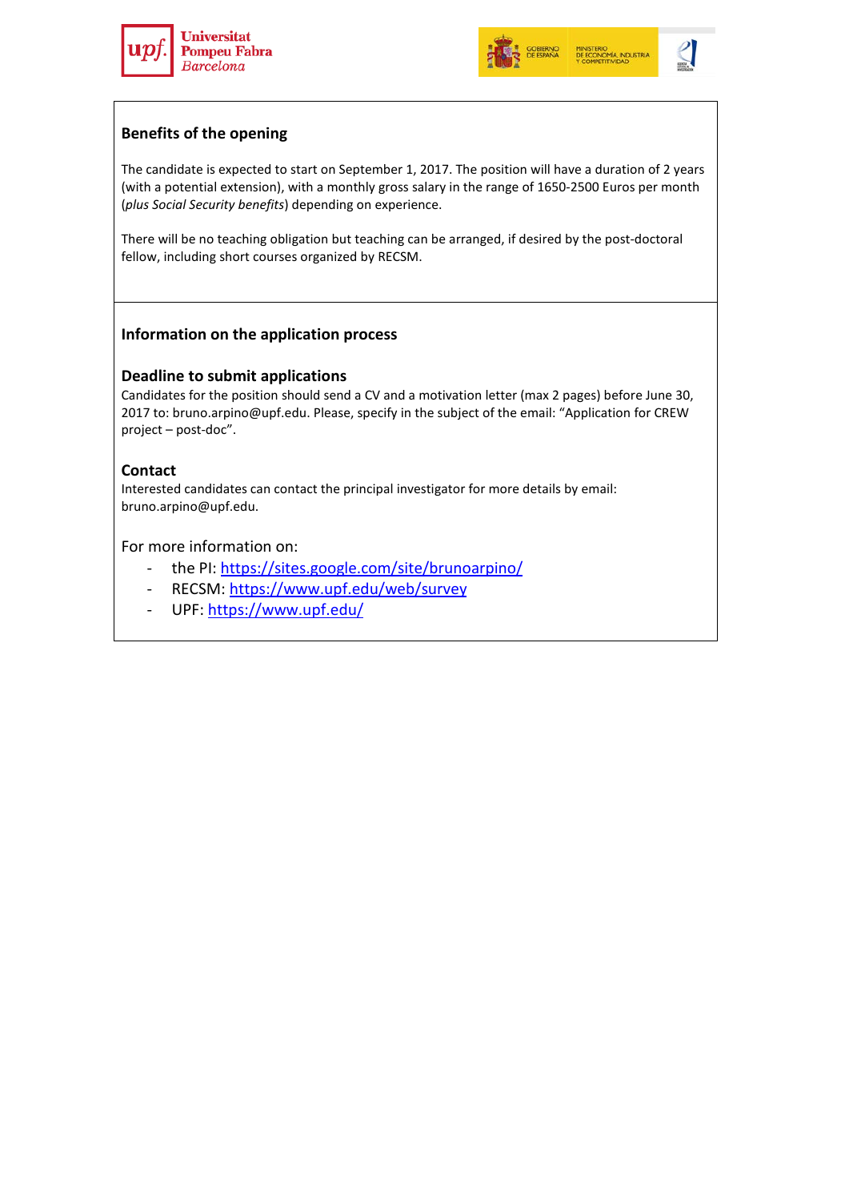## Benefits of the opening

The candidate is expected to start on September 1, 2017. The position will have a duration of 2 years (with a potential extension), with a monthly gross salary in the range of 1650-2500 Euros per month (*plus Social Security benefits*) depending on experience.

There will be no teaching obligation but teaching can be arranged, if desired by the post-doctoral fellow, including short courses organized by RECSM.

## Information on the application process

### Deadline to submit applications

Candidates for the position should send a CV and a motivation letter (max 2 pages) before June 30, 2017 to: bruno.arpino@upf.edu. Please, specify in the subject of the email: "Application for CREW project – post-doc".

### Contact

Interested candidates can contact the principal investigator for more details by email: bruno.arpino@upf.edu.

For more information on:

- the PI: [https://sites.google.com/site/brunoarpino/](https://sites.google.com/site/brunoarpino/)
- RECSM: [https://www.upf.edu/web/survey](https://www.upf.edu/web/survey)
- UPF: [https://www.upf.edu/](https://www.upf.edu/)